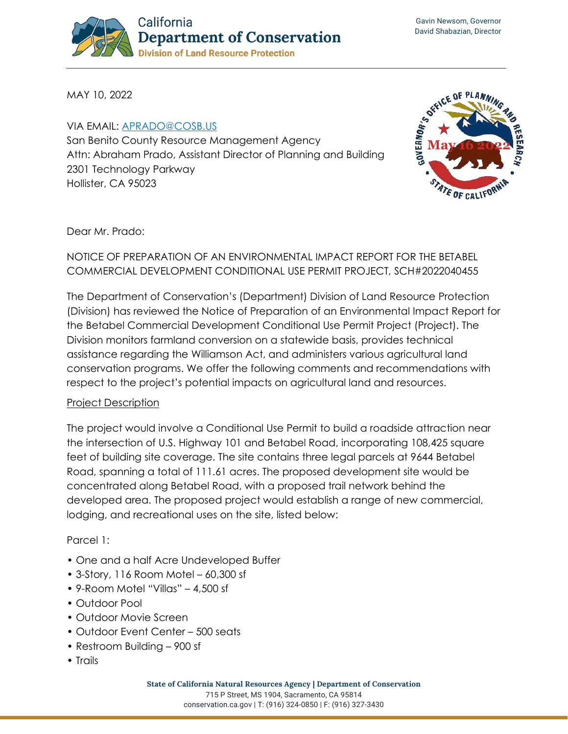California
**Department of Conservation**
Division of Land Resource Protection

Gavin Newsom, Governor
David Shabazian, Director

MAY 10, 2022

VIA EMAIL: APRADO@COSB.US
San Benito County Resource Management Agency
Attn: Abraham Prado, Assistant Director of Planning and Building
2301 Technology Parkway
Hollister, CA 95023

Governor's Office of Planning and Research
May 16 2022
State of California

Dear Mr. Prado:

NOTICE OF PREPARATION OF AN ENVIRONMENTAL IMPACT REPORT FOR THE BETABEL COMMERCIAL DEVELOPMENT CONDITIONAL USE PERMIT PROJECT, SCH#2022040455

The Department of Conservation's (Department) Division of Land Resource Protection (Division) has reviewed the Notice of Preparation of an Environmental Impact Report for the Betabel Commercial Development Conditional Use Permit Project (Project). The Division monitors farmland conversion on a statewide basis, provides technical assistance regarding the Williamson Act, and administers various agricultural land conservation programs. We offer the following comments and recommendations with respect to the project's potential impacts on agricultural land and resources.

<u>Project Description</u>

The project would involve a Conditional Use Permit to build a roadside attraction near the intersection of U.S. Highway 101 and Betabel Road, incorporating 108,425 square feet of building site coverage. The site contains three legal parcels at 9644 Betabel Road, spanning a total of 111.61 acres. The proposed development site would be concentrated along Betabel Road, with a proposed trail network behind the developed area. The proposed project would establish a range of new commercial, lodging, and recreational uses on the site, listed below:

Parcel 1:

- One and a half Acre Undeveloped Buffer
- 3-Story, 116 Room Motel – 60,300 sf
- 9-Room Motel "Villas" – 4,500 sf
- Outdoor Pool
- Outdoor Movie Screen
- Outdoor Event Center – 500 seats
- Restroom Building – 900 sf
- Trails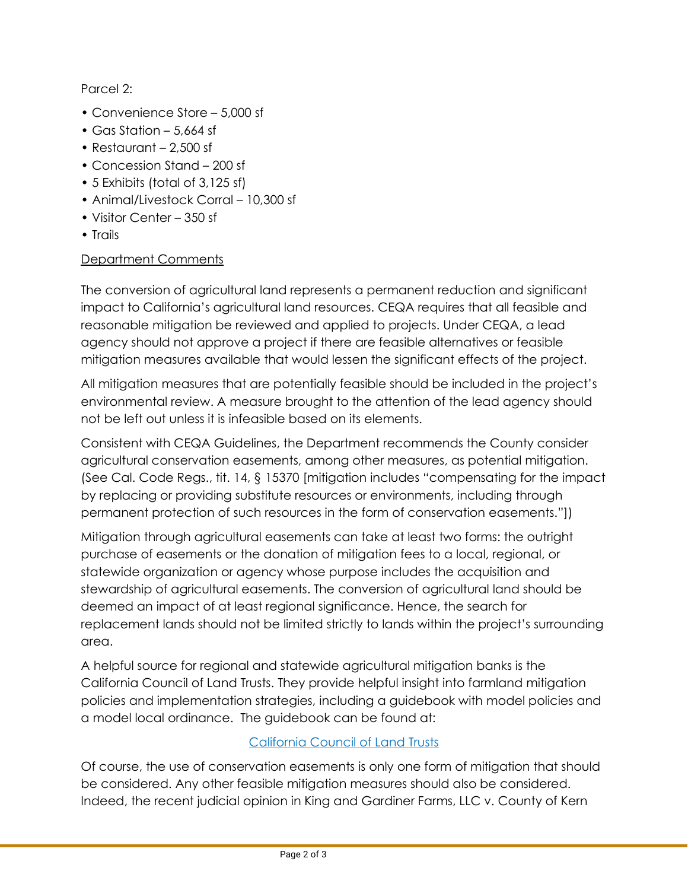Parcel 2:

- Convenience Store – 5,000 sf
- Gas Station – 5,664 sf
- Restaurant – 2,500 sf
- Concession Stand – 200 sf
- 5 Exhibits (total of 3,125 sf)
- Animal/Livestock Corral – 10,300 sf
- Visitor Center – 350 sf
- Trails

Department Comments

The conversion of agricultural land represents a permanent reduction and significant impact to California's agricultural land resources. CEQA requires that all feasible and reasonable mitigation be reviewed and applied to projects. Under CEQA, a lead agency should not approve a project if there are feasible alternatives or feasible mitigation measures available that would lessen the significant effects of the project.

All mitigation measures that are potentially feasible should be included in the project's environmental review. A measure brought to the attention of the lead agency should not be left out unless it is infeasible based on its elements.

Consistent with CEQA Guidelines, the Department recommends the County consider agricultural conservation easements, among other measures, as potential mitigation. (See Cal. Code Regs., tit. 14, § 15370 [mitigation includes "compensating for the impact by replacing or providing substitute resources or environments, including through permanent protection of such resources in the form of conservation easements."])

Mitigation through agricultural easements can take at least two forms: the outright purchase of easements or the donation of mitigation fees to a local, regional, or statewide organization or agency whose purpose includes the acquisition and stewardship of agricultural easements. The conversion of agricultural land should be deemed an impact of at least regional significance. Hence, the search for replacement lands should not be limited strictly to lands within the project's surrounding area.

A helpful source for regional and statewide agricultural mitigation banks is the California Council of Land Trusts. They provide helpful insight into farmland mitigation policies and implementation strategies, including a guidebook with model policies and a model local ordinance. The guidebook can be found at:

California Council of Land Trusts

Of course, the use of conservation easements is only one form of mitigation that should be considered. Any other feasible mitigation measures should also be considered. Indeed, the recent judicial opinion in King and Gardiner Farms, LLC v. County of Kern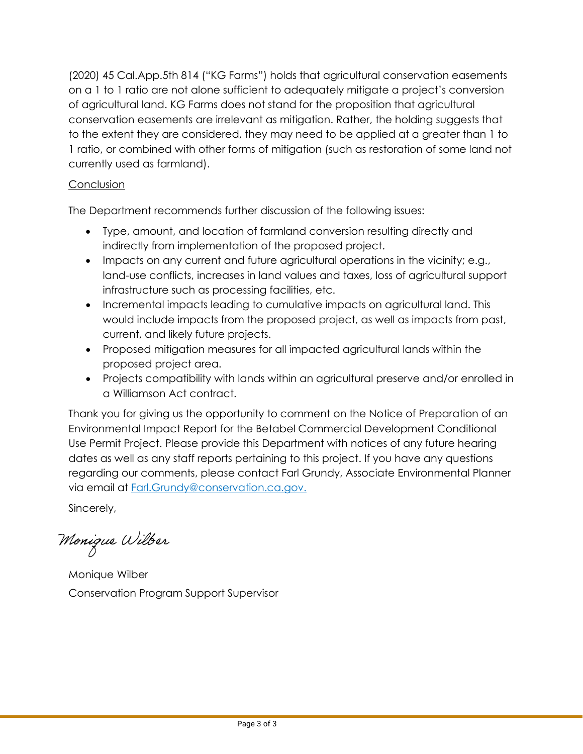(2020) 45 Cal.App.5th 814 ("KG Farms") holds that agricultural conservation easements on a 1 to 1 ratio are not alone sufficient to adequately mitigate a project's conversion of agricultural land. KG Farms does not stand for the proposition that agricultural conservation easements are irrelevant as mitigation. Rather, the holding suggests that to the extent they are considered, they may need to be applied at a greater than 1 to 1 ratio, or combined with other forms of mitigation (such as restoration of some land not currently used as farmland).

<u>Conclusion</u>

The Department recommends further discussion of the following issues:

- Type, amount, and location of farmland conversion resulting directly and indirectly from implementation of the proposed project.
- Impacts on any current and future agricultural operations in the vicinity; e.g., land-use conflicts, increases in land values and taxes, loss of agricultural support infrastructure such as processing facilities, etc.
- Incremental impacts leading to cumulative impacts on agricultural land. This would include impacts from the proposed project, as well as impacts from past, current, and likely future projects.
- Proposed mitigation measures for all impacted agricultural lands within the proposed project area.
- Projects compatibility with lands within an agricultural preserve and/or enrolled in a Williamson Act contract.

Thank you for giving us the opportunity to comment on the Notice of Preparation of an Environmental Impact Report for the Betabel Commercial Development Conditional Use Permit Project. Please provide this Department with notices of any future hearing dates as well as any staff reports pertaining to this project. If you have any questions regarding our comments, please contact Farl Grundy, Associate Environmental Planner via email at [Farl.Grundy@conservation.ca.gov.](mailto:Farl.Grundy@conservation.ca.gov)

Sincerely,

*Monique Wilber*

Monique Wilber
Conservation Program Support Supervisor